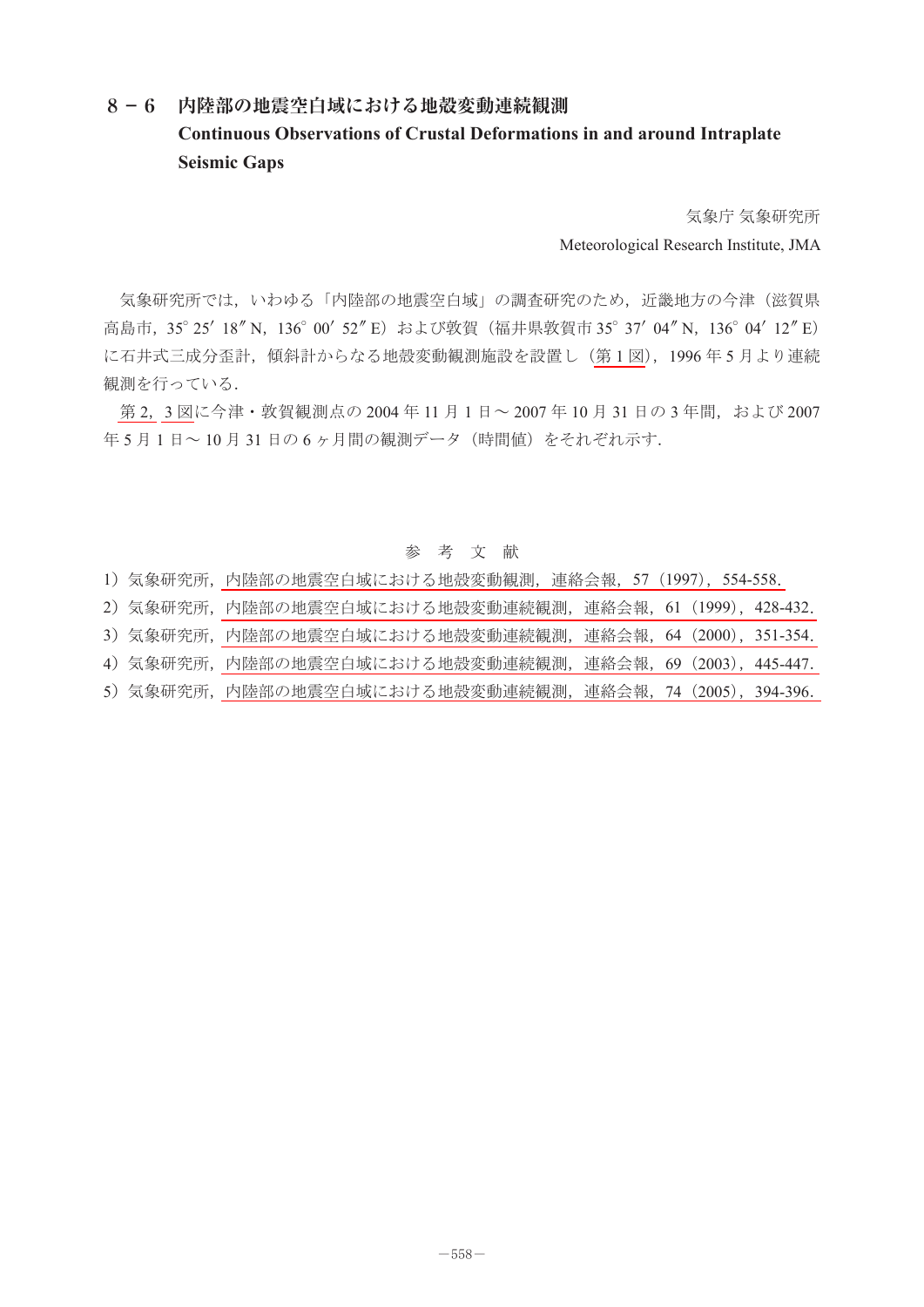## 8－6　内陸部の地震空白域における地殻変動連続観測

## Continuous Observations of Crustal Deformations in and around Intraplate Seismic Gaps

気象庁 気象研究所

Meteorological Research Institute, JMA

気象研究所では，いわゆる「内陸部の地震空白域」の調査研究のため，近畿地方の今津（滋賀県高島市，35° 25′ 18″ N，136° 00′ 52″ E）および敦賀（福井県敦賀市 35° 37′ 04″ N，136° 04′ 12″ E）に石井式三成分歪計，傾斜計からなる地殻変動観測施設を設置し（第 1 図），1996 年 5 月より連続観測を行っている．

第 2，3 図に今津・敦賀観測点の 2004 年 11 月 1 日～ 2007 年 10 月 31 日の 3 年間，および 2007 年 5 月 1 日～ 10 月 31 日の 6 ヶ月間の観測データ（時間値）をそれぞれ示す．

### 参　考　文　献

1）気象研究所，内陸部の地震空白域における地殻変動観測，連絡会報，57（1997），554-558.

2）気象研究所，内陸部の地震空白域における地殻変動連続観測，連絡会報，61（1999），428-432.

3）気象研究所，内陸部の地震空白域における地殻変動連続観測，連絡会報，64（2000），351-354.

4）気象研究所，内陸部の地震空白域における地殻変動連続観測，連絡会報，69（2003），445-447.

5）気象研究所，内陸部の地震空白域における地殻変動連続観測，連絡会報，74（2005），394-396.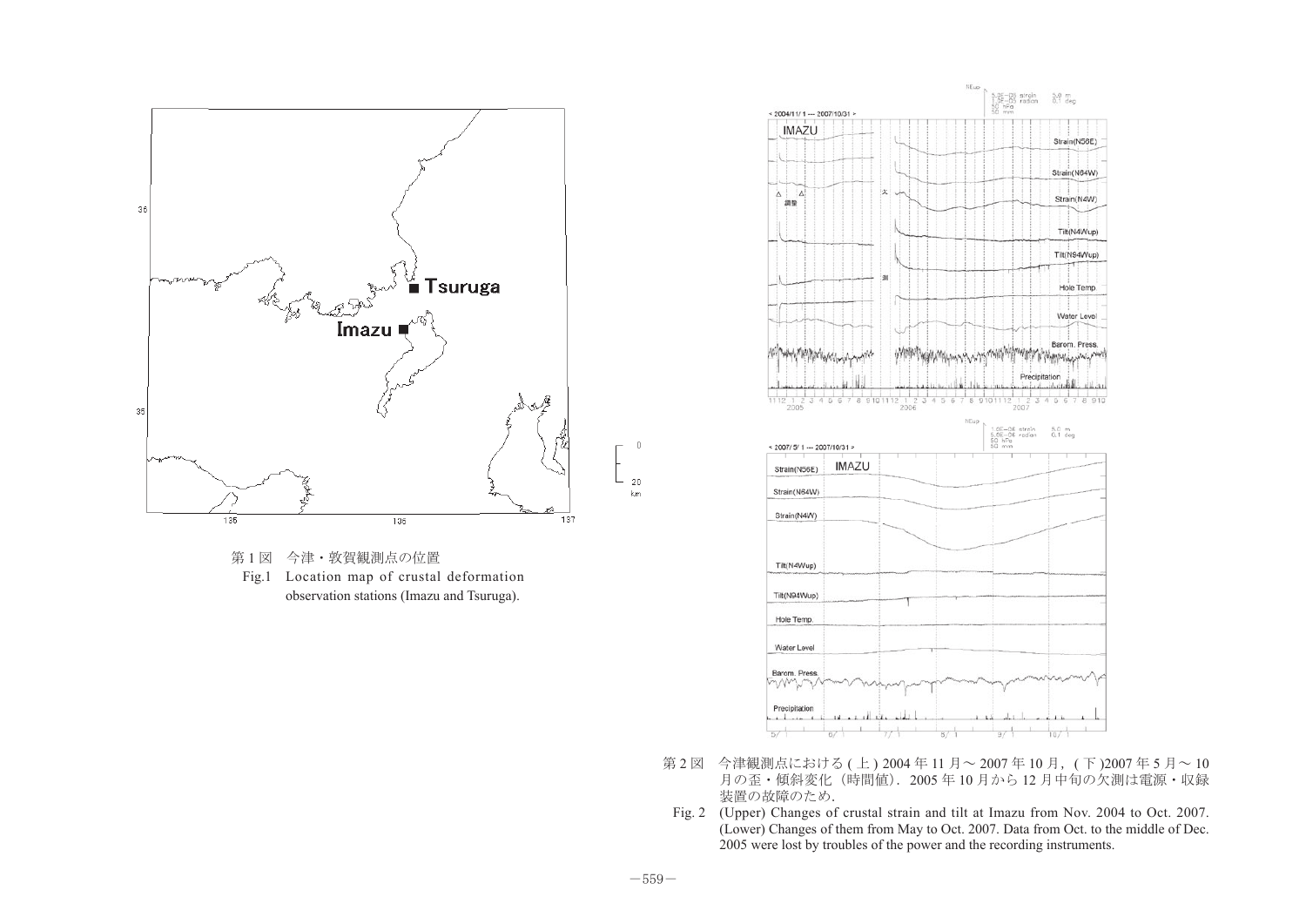第 1 図　今津・敦賀観測点の位置

Fig.1　Location map of crustal deformation observation stations (Imazu and Tsuruga).

第 2 図　今津観測点における ( 上 ) 2004 年 11 月～ 2007 年 10 月，( 下 )2007 年 5 月～ 10 月の歪・傾斜変化（時間値）．2005 年 10 月から 12 月中旬の欠測は電源・収録装置の故障のため．

Fig. 2　(Upper) Changes of crustal strain and tilt at Imazu from Nov. 2004 to Oct. 2007. (Lower) Changes of them from May to Oct. 2007. Data from Oct. to the middle of Dec. 2005 were lost by troubles of the power and the recording instruments.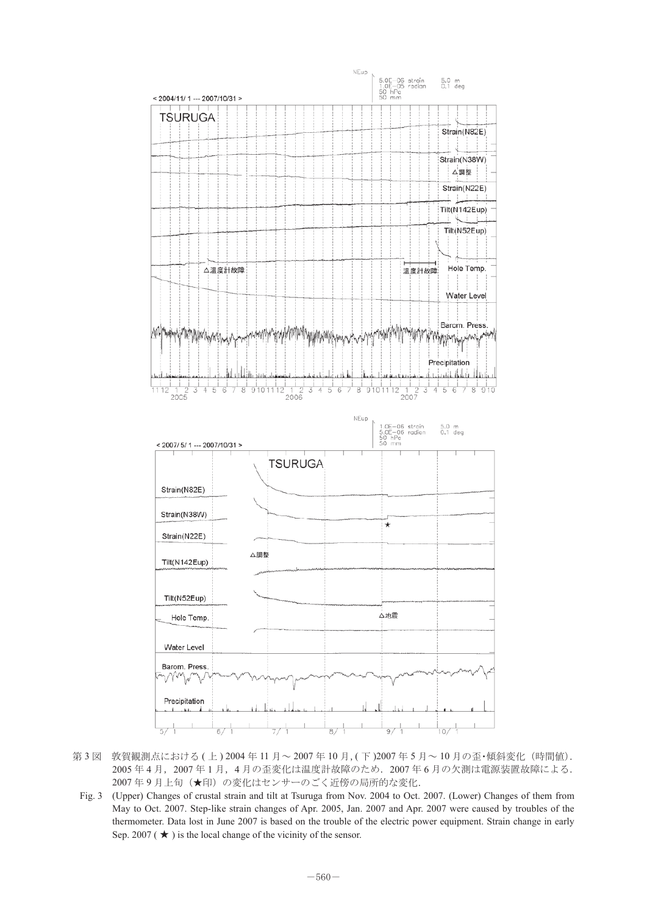NEup

5.0E-06 strain 5.0 m
1.0E-05 radian 0.1 deg
50 hPa
50 mm

< 2004/11/ 1 --- 2007/10/31 >

TSURUGA

Strain(N82E)

Strain(N38W)

△調整

Strain(N22E)

Tilt(N142Eup)

Tilt(N52Eup)

△温度計故障

温度計故障

Hole Temp.

Water Level

Barom. Press.

Precipitation

11 12 1 2 3 4 5 6 7 8 9 10 11 12 1 2 3 4 5 6 7 8 9 10 11 12 1 2 3 4 5 6 7 8 9 10
2005 2006 2007

NEup

1.0E-06 strain 5.0 m
5.0E-06 radian 0.1 deg
50 hPa
50 mm

< 2007/ 5/ 1 --- 2007/10/31 >

TSURUGA

Strain(N82E)

Strain(N38W)

★

Strain(N22E)

△調整

Tilt(N142Eup)

Tilt(N52Eup)

△地震

Hole Temp.

Water Level

Barom. Press.

Precipitation

5/ 1 6/ 1 7/ 1 8/ 1 9/ 1 10/ 1

第 3 図　敦賀観測点における ( 上 ) 2004 年 11 月～ 2007 年 10 月 , ( 下 )2007 年 5 月～ 10 月の歪・傾斜変化（時間値）. 2005 年 4 月，2007 年 1 月，4 月の歪変化は温度計故障のため．2007 年 6 月の欠測は電源装置故障による．2007 年 9 月上旬（★印）の変化はセンサーのごく近傍の局所的な変化．

Fig. 3　(Upper) Changes of crustal strain and tilt at Tsuruga from Nov. 2004 to Oct. 2007. (Lower) Changes of them from May to Oct. 2007. Step-like strain changes of Apr. 2005, Jan. 2007 and Apr. 2007 were caused by troubles of the thermometer. Data lost in June 2007 is based on the trouble of the electric power equipment. Strain change in early Sep. 2007 ( ★ ) is the local change of the vicinity of the sensor.